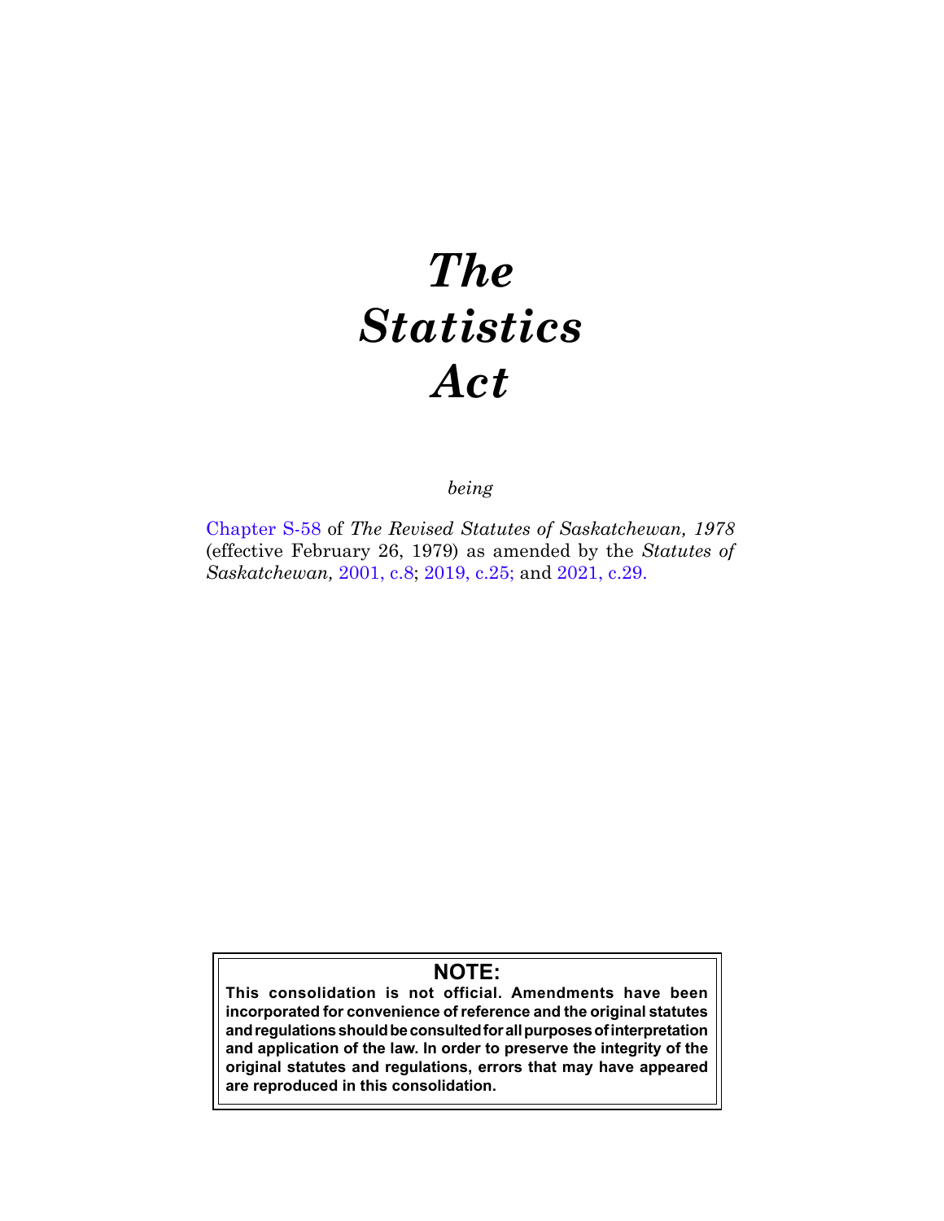# *The Statistics Act*

*being*

Chapter S-58 of *The Revised Statutes of Saskatchewan, 1978* (effective February 26, 1979) as amended by the *Statutes of Saskatchewan,* 2001, c.8; 2019, c.25; and 2021, c.29.

**NOTE:**

**This consolidation is not official. Amendments have been incorporated for convenience of reference and the original statutes and regulations should be consulted for all purposes of interpretation and application of the law. In order to preserve the integrity of the original statutes and regulations, errors that may have appeared are reproduced in this consolidation.**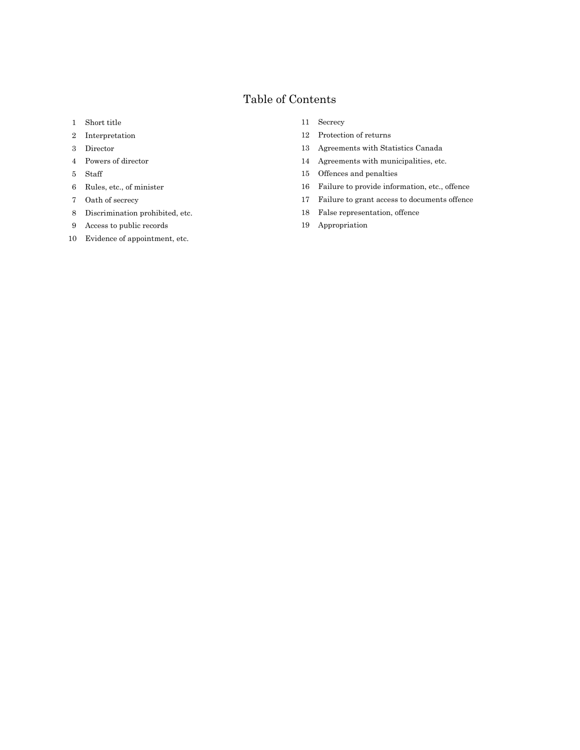# Table of Contents

1 Short title

2 Interpretation

3 Director

4 Powers of director

5 Staff

6 Rules, etc., of minister

7 Oath of secrecy

8 Discrimination prohibited, etc.

9 Access to public records

10 Evidence of appointment, etc.

11 Secrecy

12 Protection of returns

13 Agreements with Statistics Canada

14 Agreements with municipalities, etc.

15 Offences and penalties

16 Failure to provide information, etc., offence

17 Failure to grant access to documents offence

18 False representation, offence

19 Appropriation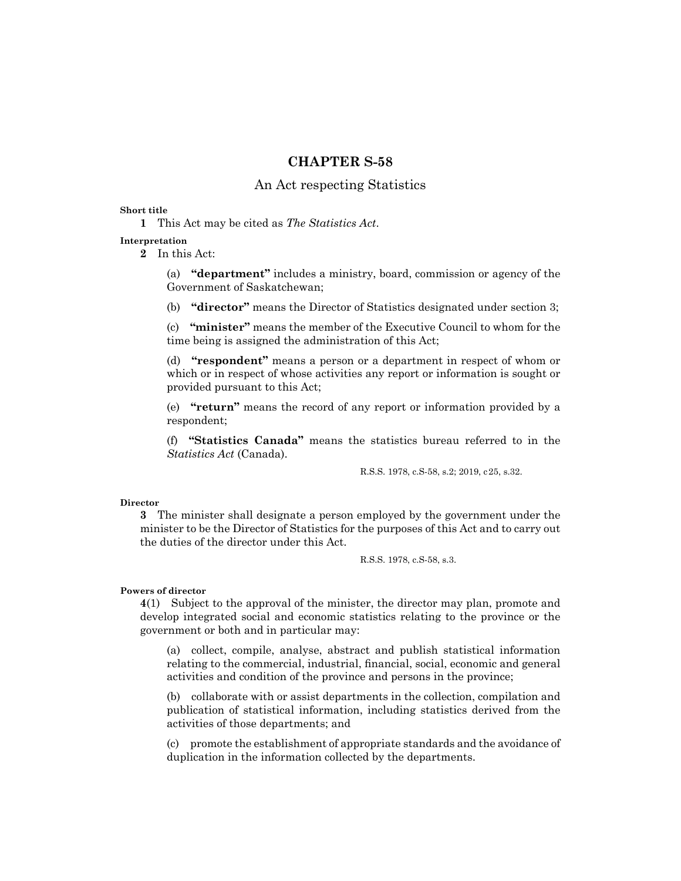# CHAPTER S-58

## An Act respecting Statistics

**Short title**

**1** This Act may be cited as *The Statistics Act*.

**Interpretation**

**2** In this Act:

(a) **"department"** includes a ministry, board, commission or agency of the Government of Saskatchewan;

(b) **"director"** means the Director of Statistics designated under section 3;

(c) **"minister"** means the member of the Executive Council to whom for the time being is assigned the administration of this Act;

(d) **"respondent"** means a person or a department in respect of whom or which or in respect of whose activities any report or information is sought or provided pursuant to this Act;

(e) **"return"** means the record of any report or information provided by a respondent;

(f) **"Statistics Canada"** means the statistics bureau referred to in the *Statistics Act* (Canada).

R.S.S. 1978, c.S-58, s.2; 2019, c25, s.32.

**Director**

**3** The minister shall designate a person employed by the government under the minister to be the Director of Statistics for the purposes of this Act and to carry out the duties of the director under this Act.

R.S.S. 1978, c.S-58, s.3.

**Powers of director**

**4**(1) Subject to the approval of the minister, the director may plan, promote and develop integrated social and economic statistics relating to the province or the government or both and in particular may:

(a) collect, compile, analyse, abstract and publish statistical information relating to the commercial, industrial, financial, social, economic and general activities and condition of the province and persons in the province;

(b) collaborate with or assist departments in the collection, compilation and publication of statistical information, including statistics derived from the activities of those departments; and

(c) promote the establishment of appropriate standards and the avoidance of duplication in the information collected by the departments.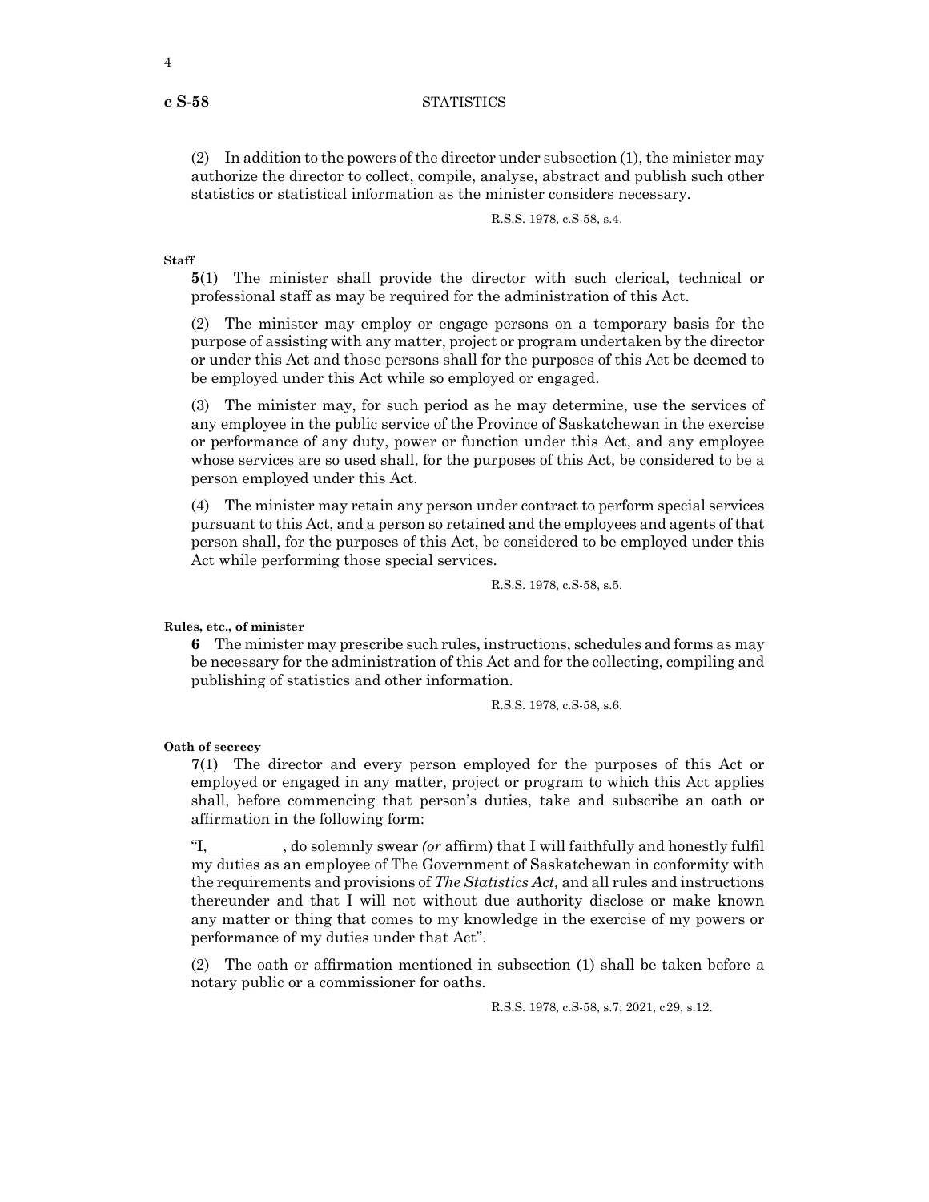(2) In addition to the powers of the director under subsection (1), the minister may authorize the director to collect, compile, analyse, abstract and publish such other statistics or statistical information as the minister considers necessary.

R.S.S. 1978, c.S-58, s.4.

**Staff**

**5**(1) The minister shall provide the director with such clerical, technical or professional staff as may be required for the administration of this Act.

(2) The minister may employ or engage persons on a temporary basis for the purpose of assisting with any matter, project or program undertaken by the director or under this Act and those persons shall for the purposes of this Act be deemed to be employed under this Act while so employed or engaged.

(3) The minister may, for such period as he may determine, use the services of any employee in the public service of the Province of Saskatchewan in the exercise or performance of any duty, power or function under this Act, and any employee whose services are so used shall, for the purposes of this Act, be considered to be a person employed under this Act.

(4) The minister may retain any person under contract to perform special services pursuant to this Act, and a person so retained and the employees and agents of that person shall, for the purposes of this Act, be considered to be employed under this Act while performing those special services.

R.S.S. 1978, c.S-58, s.5.

**Rules, etc., of minister**

**6** The minister may prescribe such rules, instructions, schedules and forms as may be necessary for the administration of this Act and for the collecting, compiling and publishing of statistics and other information.

R.S.S. 1978, c.S-58, s.6.

**Oath of secrecy**

**7**(1) The director and every person employed for the purposes of this Act or employed or engaged in any matter, project or program to which this Act applies shall, before commencing that person's duties, take and subscribe an oath or affirmation in the following form:

"I, _________, do solemnly swear *(or* affirm) that I will faithfully and honestly fulfil my duties as an employee of The Government of Saskatchewan in conformity with the requirements and provisions of *The Statistics Act,* and all rules and instructions thereunder and that I will not without due authority disclose or make known any matter or thing that comes to my knowledge in the exercise of my powers or performance of my duties under that Act".

(2) The oath or affirmation mentioned in subsection (1) shall be taken before a notary public or a commissioner for oaths.

R.S.S. 1978, c.S-58, s.7; 2021, c29, s.12.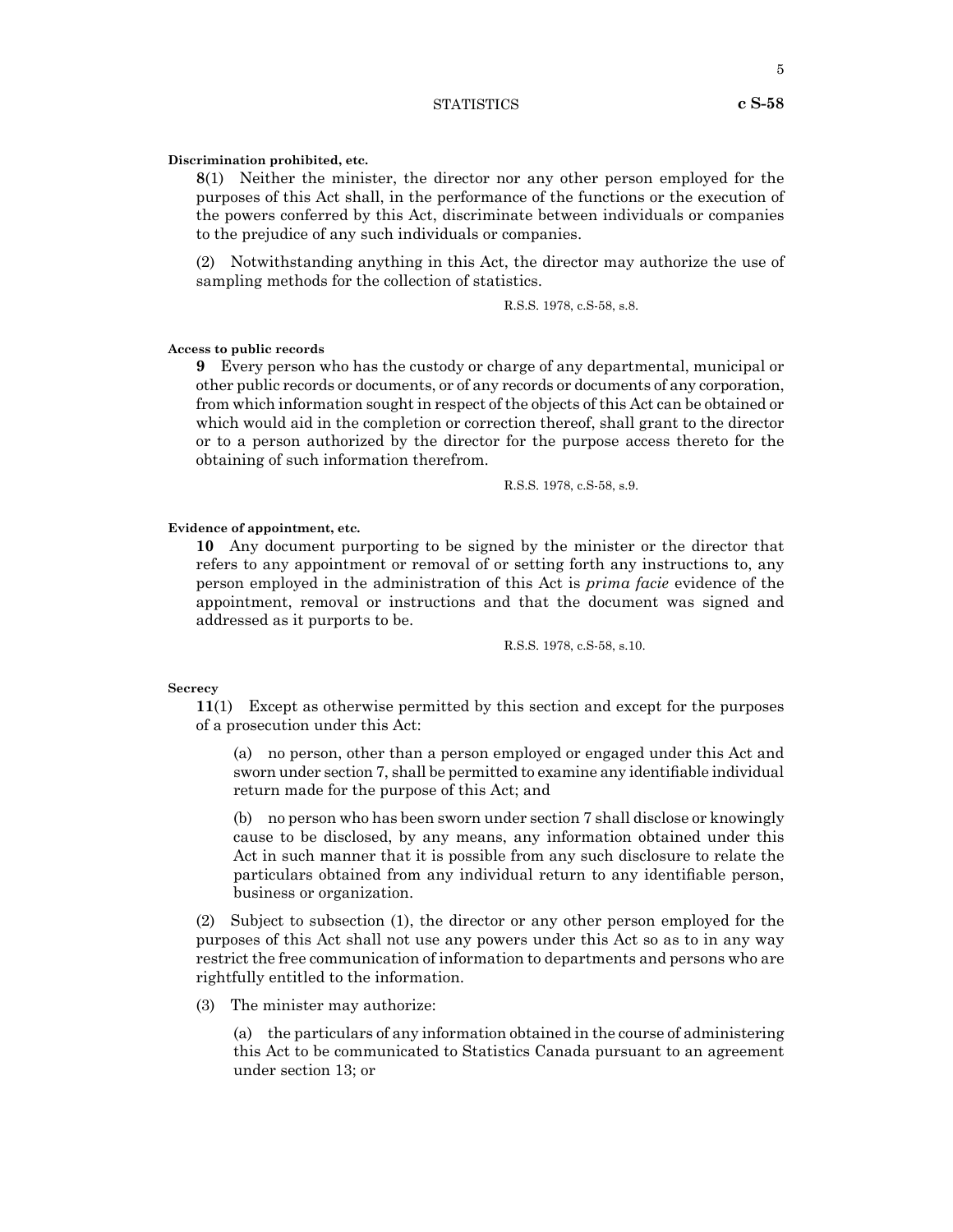**Discrimination prohibited, etc.**

**8**(1) Neither the minister, the director nor any other person employed for the purposes of this Act shall, in the performance of the functions or the execution of the powers conferred by this Act, discriminate between individuals or companies to the prejudice of any such individuals or companies.

(2) Notwithstanding anything in this Act, the director may authorize the use of sampling methods for the collection of statistics.

R.S.S. 1978, c.S-58, s.8.

**Access to public records**

**9** Every person who has the custody or charge of any departmental, municipal or other public records or documents, or of any records or documents of any corporation, from which information sought in respect of the objects of this Act can be obtained or which would aid in the completion or correction thereof, shall grant to the director or to a person authorized by the director for the purpose access thereto for the obtaining of such information therefrom.

R.S.S. 1978, c.S-58, s.9.

**Evidence of appointment, etc.**

**10** Any document purporting to be signed by the minister or the director that refers to any appointment or removal of or setting forth any instructions to, any person employed in the administration of this Act is *prima facie* evidence of the appointment, removal or instructions and that the document was signed and addressed as it purports to be.

R.S.S. 1978, c.S-58, s.10.

**Secrecy**

**11**(1) Except as otherwise permitted by this section and except for the purposes of a prosecution under this Act:

(a) no person, other than a person employed or engaged under this Act and sworn under section 7, shall be permitted to examine any identifiable individual return made for the purpose of this Act; and

(b) no person who has been sworn under section 7 shall disclose or knowingly cause to be disclosed, by any means, any information obtained under this Act in such manner that it is possible from any such disclosure to relate the particulars obtained from any individual return to any identifiable person, business or organization.

(2) Subject to subsection (1), the director or any other person employed for the purposes of this Act shall not use any powers under this Act so as to in any way restrict the free communication of information to departments and persons who are rightfully entitled to the information.

(3) The minister may authorize:

(a) the particulars of any information obtained in the course of administering this Act to be communicated to Statistics Canada pursuant to an agreement under section 13; or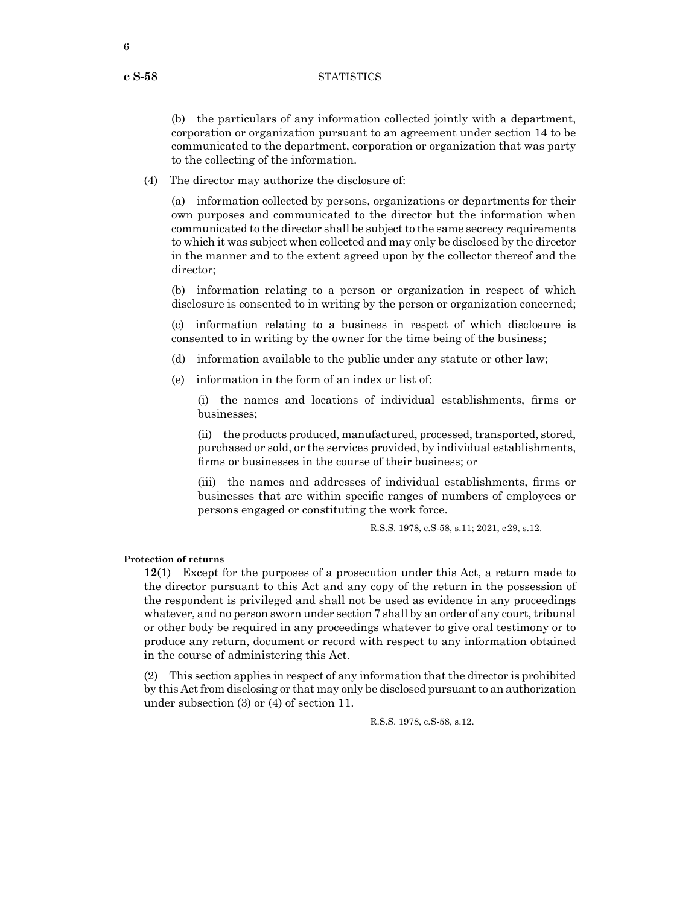(b) the particulars of any information collected jointly with a department, corporation or organization pursuant to an agreement under section 14 to be communicated to the department, corporation or organization that was party to the collecting of the information.

(4) The director may authorize the disclosure of:

(a) information collected by persons, organizations or departments for their own purposes and communicated to the director but the information when communicated to the director shall be subject to the same secrecy requirements to which it was subject when collected and may only be disclosed by the director in the manner and to the extent agreed upon by the collector thereof and the director;

(b) information relating to a person or organization in respect of which disclosure is consented to in writing by the person or organization concerned;

(c) information relating to a business in respect of which disclosure is consented to in writing by the owner for the time being of the business;

(d) information available to the public under any statute or other law;

(e) information in the form of an index or list of:

(i) the names and locations of individual establishments, firms or businesses;

(ii) the products produced, manufactured, processed, transported, stored, purchased or sold, or the services provided, by individual establishments, firms or businesses in the course of their business; or

(iii) the names and addresses of individual establishments, firms or businesses that are within specific ranges of numbers of employees or persons engaged or constituting the work force.

R.S.S. 1978, c.S-58, s.11; 2021, c29, s.12.

**Protection of returns**

**12**(1) Except for the purposes of a prosecution under this Act, a return made to the director pursuant to this Act and any copy of the return in the possession of the respondent is privileged and shall not be used as evidence in any proceedings whatever, and no person sworn under section 7 shall by an order of any court, tribunal or other body be required in any proceedings whatever to give oral testimony or to produce any return, document or record with respect to any information obtained in the course of administering this Act.

(2) This section applies in respect of any information that the director is prohibited by this Act from disclosing or that may only be disclosed pursuant to an authorization under subsection (3) or (4) of section 11.

R.S.S. 1978, c.S-58, s.12.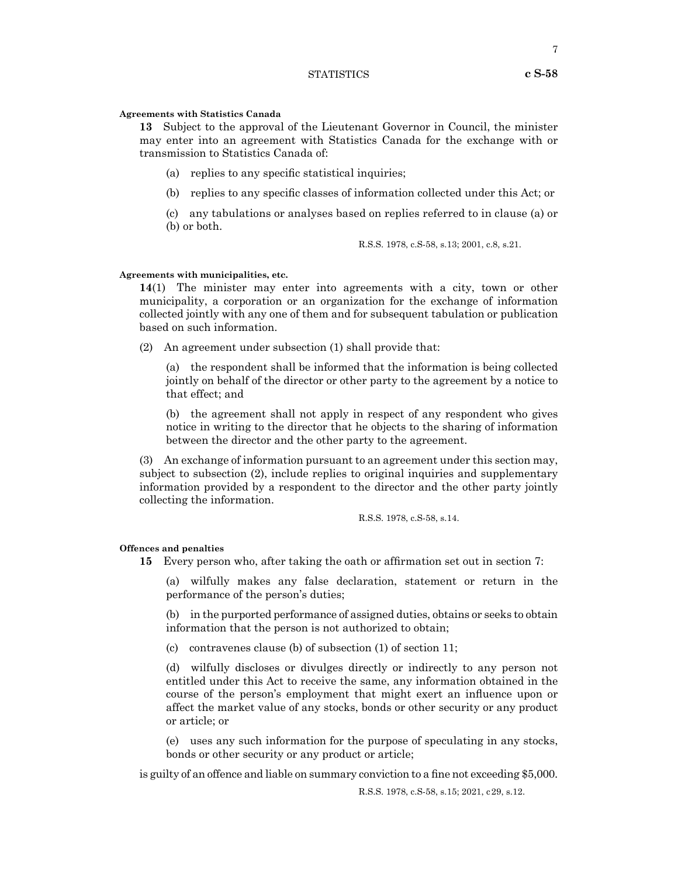**Agreements with Statistics Canada**

**13** Subject to the approval of the Lieutenant Governor in Council, the minister may enter into an agreement with Statistics Canada for the exchange with or transmission to Statistics Canada of:

(a) replies to any specific statistical inquiries;

(b) replies to any specific classes of information collected under this Act; or

(c) any tabulations or analyses based on replies referred to in clause (a) or (b) or both.

R.S.S. 1978, c.S-58, s.13; 2001, c.8, s.21.

**Agreements with municipalities, etc.**

**14**(1) The minister may enter into agreements with a city, town or other municipality, a corporation or an organization for the exchange of information collected jointly with any one of them and for subsequent tabulation or publication based on such information.

(2) An agreement under subsection (1) shall provide that:

(a) the respondent shall be informed that the information is being collected jointly on behalf of the director or other party to the agreement by a notice to that effect; and

(b) the agreement shall not apply in respect of any respondent who gives notice in writing to the director that he objects to the sharing of information between the director and the other party to the agreement.

(3) An exchange of information pursuant to an agreement under this section may, subject to subsection (2), include replies to original inquiries and supplementary information provided by a respondent to the director and the other party jointly collecting the information.

R.S.S. 1978, c.S-58, s.14.

**Offences and penalties**

**15** Every person who, after taking the oath or affirmation set out in section 7:

(a) wilfully makes any false declaration, statement or return in the performance of the person's duties;

(b) in the purported performance of assigned duties, obtains or seeks to obtain information that the person is not authorized to obtain;

(c) contravenes clause (b) of subsection (1) of section 11;

(d) wilfully discloses or divulges directly or indirectly to any person not entitled under this Act to receive the same, any information obtained in the course of the person's employment that might exert an influence upon or affect the market value of any stocks, bonds or other security or any product or article; or

(e) uses any such information for the purpose of speculating in any stocks, bonds or other security or any product or article;

is guilty of an offence and liable on summary conviction to a fine not exceeding $5,000.

R.S.S. 1978, c.S-58, s.15; 2021, c29, s.12.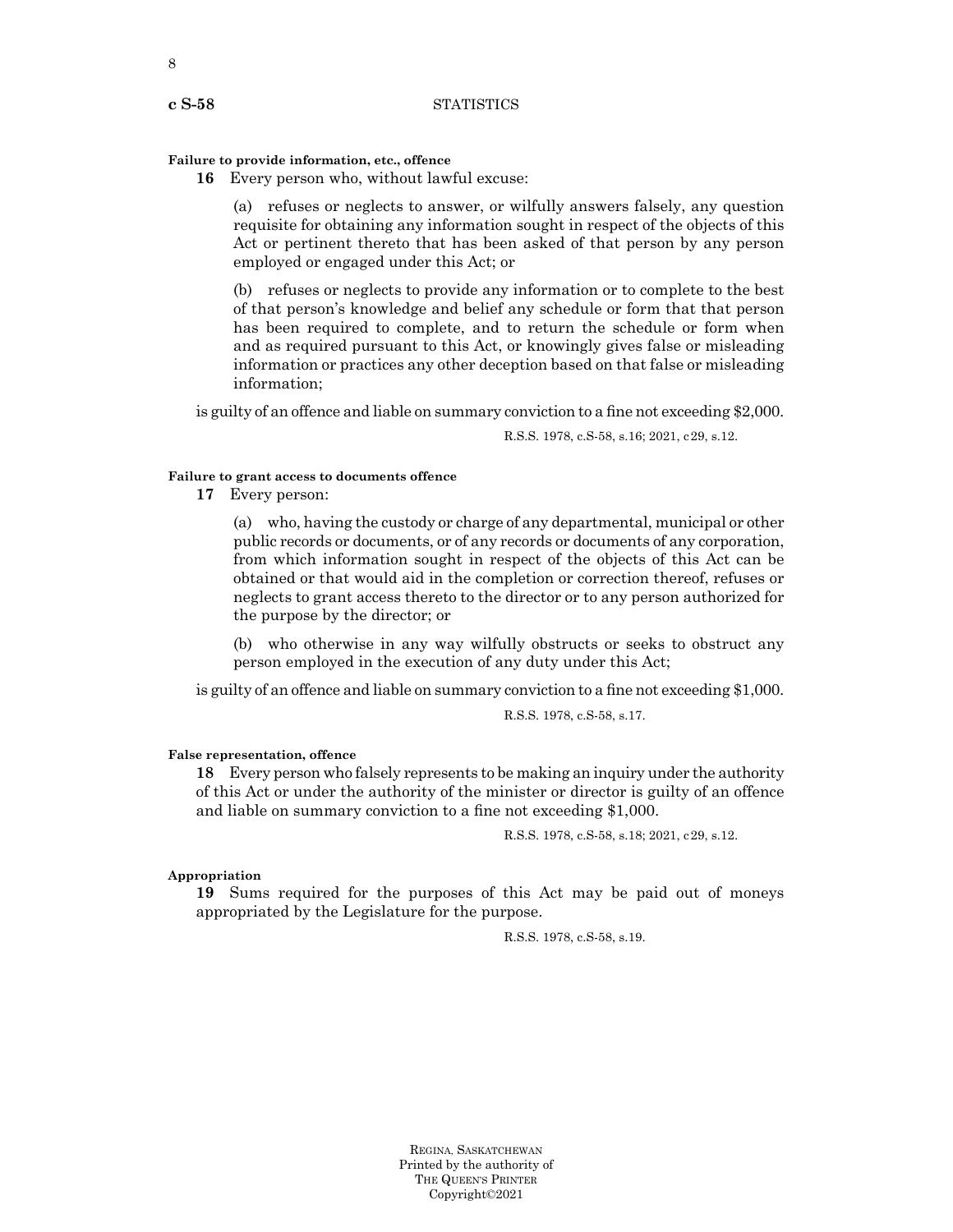**Failure to provide information, etc., offence**

**16** Every person who, without lawful excuse:

(a) refuses or neglects to answer, or wilfully answers falsely, any question requisite for obtaining any information sought in respect of the objects of this Act or pertinent thereto that has been asked of that person by any person employed or engaged under this Act; or

(b) refuses or neglects to provide any information or to complete to the best of that person's knowledge and belief any schedule or form that that person has been required to complete, and to return the schedule or form when and as required pursuant to this Act, or knowingly gives false or misleading information or practices any other deception based on that false or misleading information;

is guilty of an offence and liable on summary conviction to a fine not exceeding $2,000.

R.S.S. 1978, c.S-58, s.16; 2021, c29, s.12.

**Failure to grant access to documents offence**

**17** Every person:

(a) who, having the custody or charge of any departmental, municipal or other public records or documents, or of any records or documents of any corporation, from which information sought in respect of the objects of this Act can be obtained or that would aid in the completion or correction thereof, refuses or neglects to grant access thereto to the director or to any person authorized for the purpose by the director; or

(b) who otherwise in any way wilfully obstructs or seeks to obstruct any person employed in the execution of any duty under this Act;

is guilty of an offence and liable on summary conviction to a fine not exceeding $1,000.

R.S.S. 1978, c.S-58, s.17.

**False representation, offence**

**18** Every person who falsely represents to be making an inquiry under the authority of this Act or under the authority of the minister or director is guilty of an offence and liable on summary conviction to a fine not exceeding $1,000.

R.S.S. 1978, c.S-58, s.18; 2021, c29, s.12.

**Appropriation**

**19** Sums required for the purposes of this Act may be paid out of moneys appropriated by the Legislature for the purpose.

R.S.S. 1978, c.S-58, s.19.

REGINA, SASKATCHEWAN
Printed by the authority of
THE QUEEN'S PRINTER
Copyright©2021